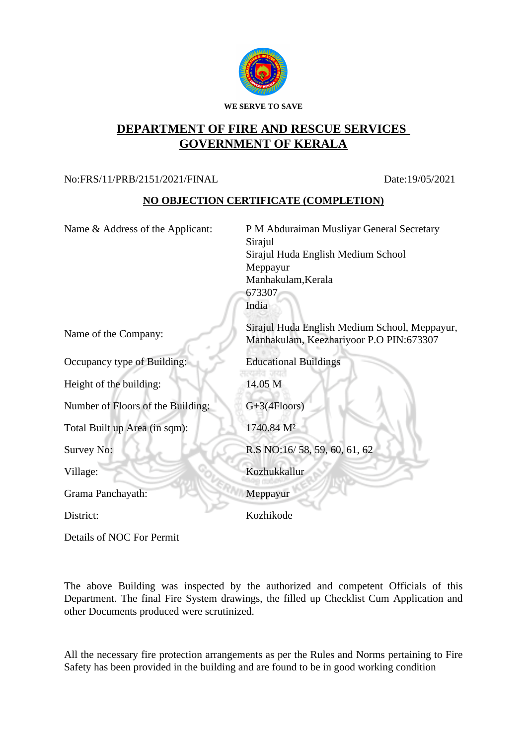**WE SERVE TO SAVE**

# DEPARTMENT OF FIRE AND RESCUE SERVICES
# GOVERNMENT OF KERALA

No:FRS/11/PRB/2151/2021/FINAL　　　　　　　　　　　　　　　　　Date:19/05/2021

## NO OBJECTION CERTIFICATE (COMPLETION)

| | |
|---|---|
| Name & Address of the Applicant: | P M Abduraiman Musliyar General Secretary<br>Sirajul<br>Sirajul Huda English Medium School<br>Meppayur<br>Manhakulam,Kerala<br>673307<br>India |
| Name of the Company: | Sirajul Huda English Medium School, Meppayur, Manhakulam, Keezhariyoor P.O PIN:673307 |
| Occupancy type of Building: | Educational Buildings |
| Height of the building: | 14.05 M |
| Number of Floors of the Building: | G+3(4Floors) |
| Total Built up Area (in sqm): | 1740.84 $M^2$ |
| Survey No: | R.S NO:16/ 58, 59, 60, 61, 62 |
| Village: | Kozhukkallur |
| Grama Panchayath: | Meppayur |
| District: | Kozhikode |

Details of NOC For Permit

The above Building was inspected by the authorized and competent Officials of this Department. The final Fire System drawings, the filled up Checklist Cum Application and other Documents produced were scrutinized.

All the necessary fire protection arrangements as per the Rules and Norms pertaining to Fire Safety has been provided in the building and are found to be in good working condition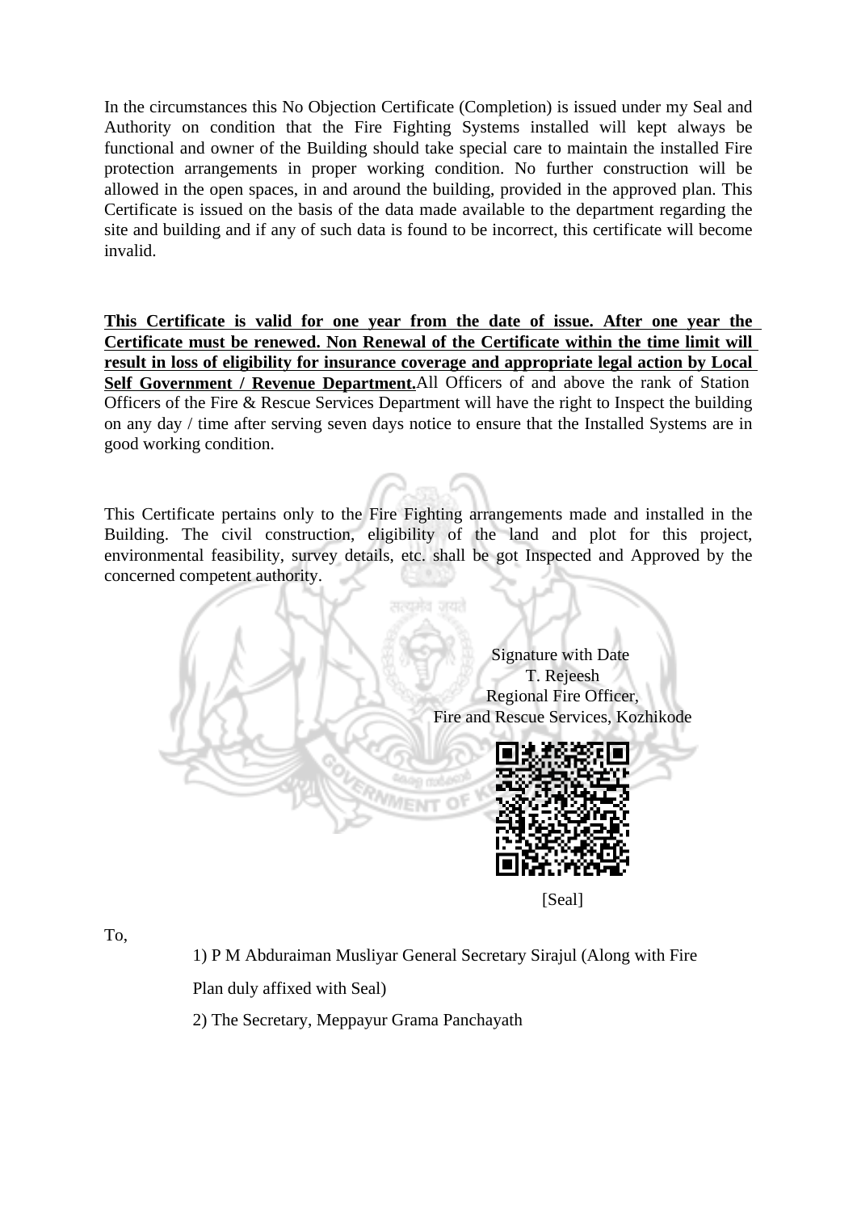In the circumstances this No Objection Certificate (Completion) is issued under my Seal and Authority on condition that the Fire Fighting Systems installed will kept always be functional and owner of the Building should take special care to maintain the installed Fire protection arrangements in proper working condition. No further construction will be allowed in the open spaces, in and around the building, provided in the approved plan. This Certificate is issued on the basis of the data made available to the department regarding the site and building and if any of such data is found to be incorrect, this certificate will become invalid.

**This Certificate is valid for one year from the date of issue. After one year the Certificate must be renewed. Non Renewal of the Certificate within the time limit will result in loss of eligibility for insurance coverage and appropriate legal action by Local Self Government / Revenue Department.** All Officers of and above the rank of Station Officers of the Fire & Rescue Services Department will have the right to Inspect the building on any day / time after serving seven days notice to ensure that the Installed Systems are in good working condition.

This Certificate pertains only to the Fire Fighting arrangements made and installed in the Building. The civil construction, eligibility of the land and plot for this project, environmental feasibility, survey details, etc. shall be got Inspected and Approved by the concerned competent authority.

Signature with Date
T. Rejeesh
Regional Fire Officer,
Fire and Rescue Services, Kozhikode

[Seal]

To,

1) P M Abduraiman Musliyar General Secretary Sirajul (Along with Fire Plan duly affixed with Seal)

2) The Secretary, Meppayur Grama Panchayath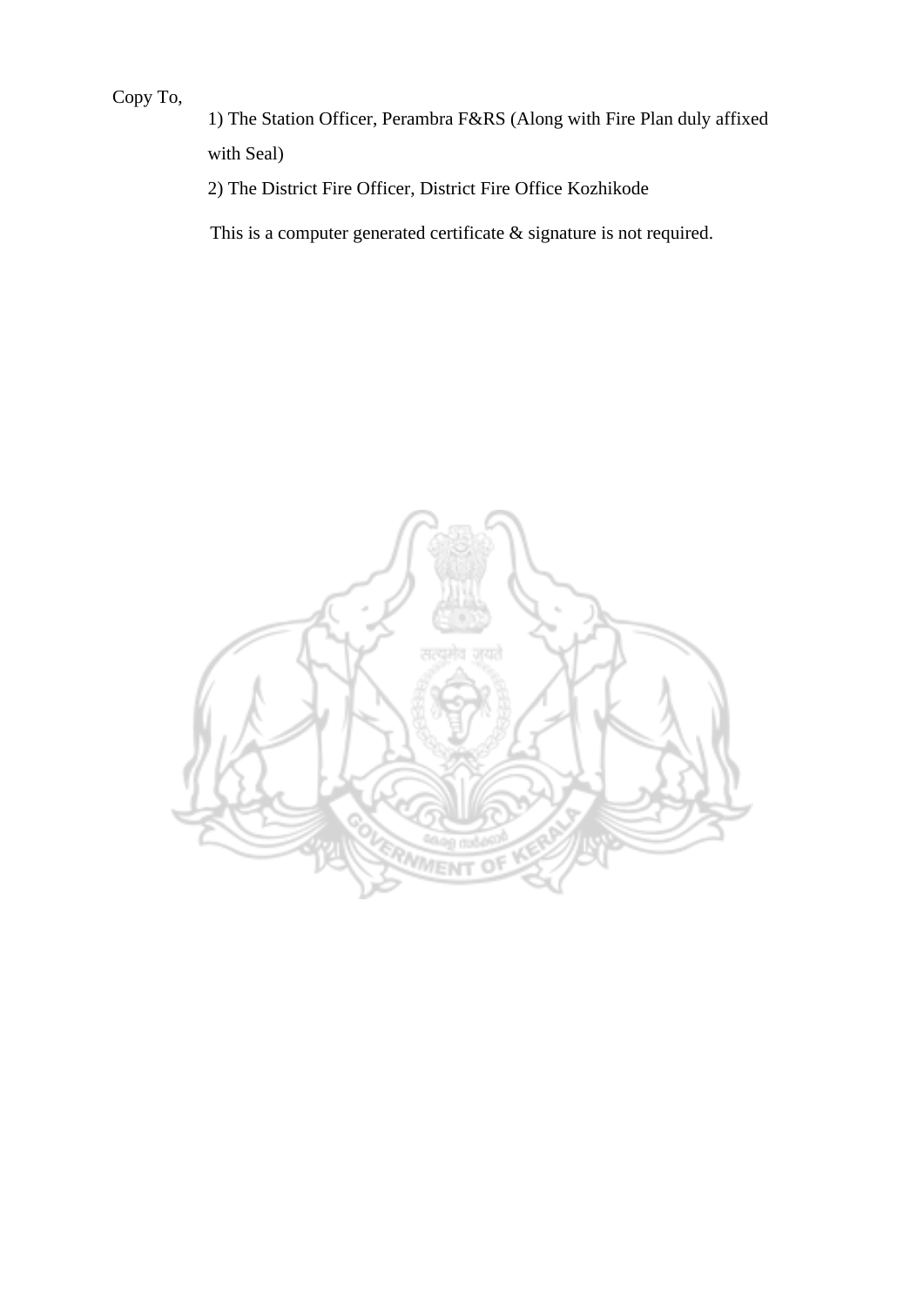Copy To,

1) The Station Officer, Perambra F&RS (Along with Fire Plan duly affixed with Seal)

2) The District Fire Officer, District Fire Office Kozhikode

This is a computer generated certificate & signature is not required.